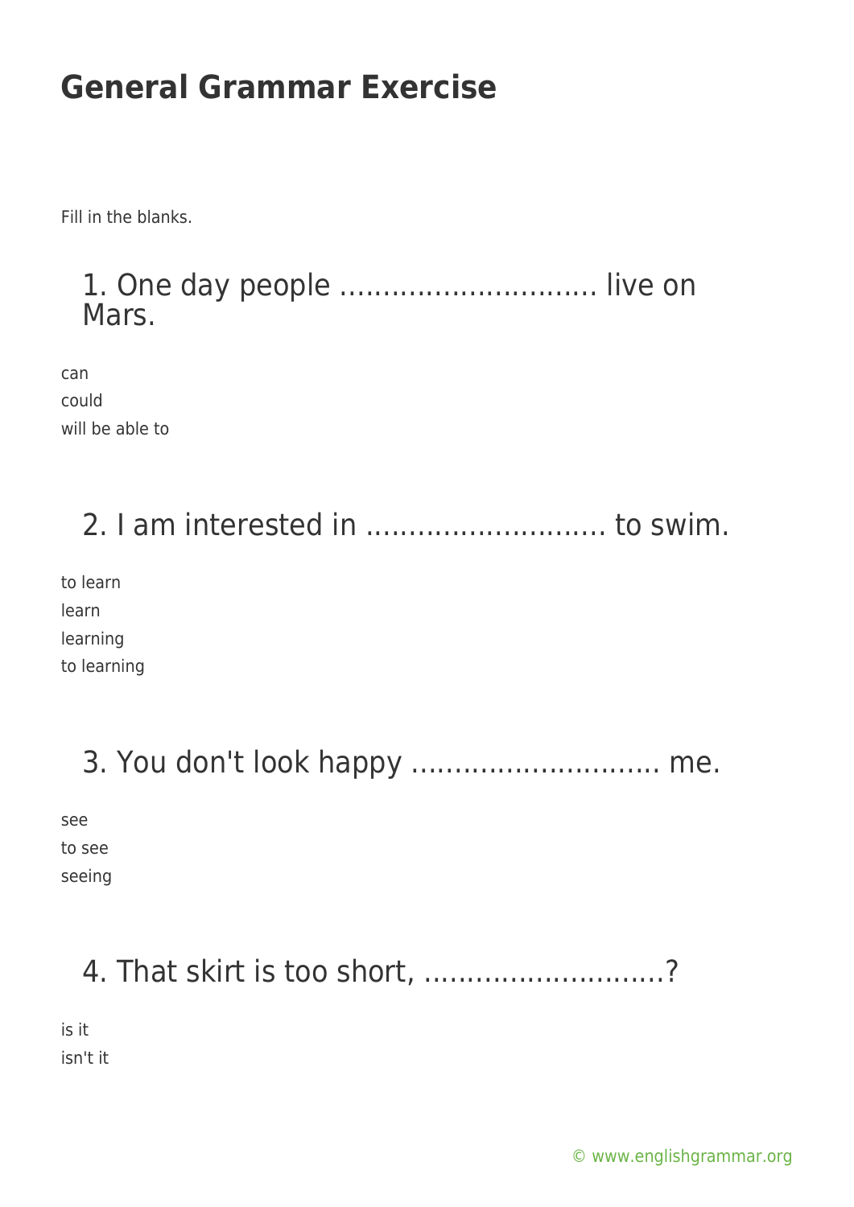# General Grammar Exercise

Fill in the blanks.

## 1. One day people ............................. live on Mars.

can
could
will be able to

## 2. I am interested in ............................ to swim.

to learn
learn
learning
to learning

## 3. You don't look happy ............................ me.

see
to see
seeing

## 4. That skirt is too short, ............................?

is it
isn't it

© www.englishgrammar.org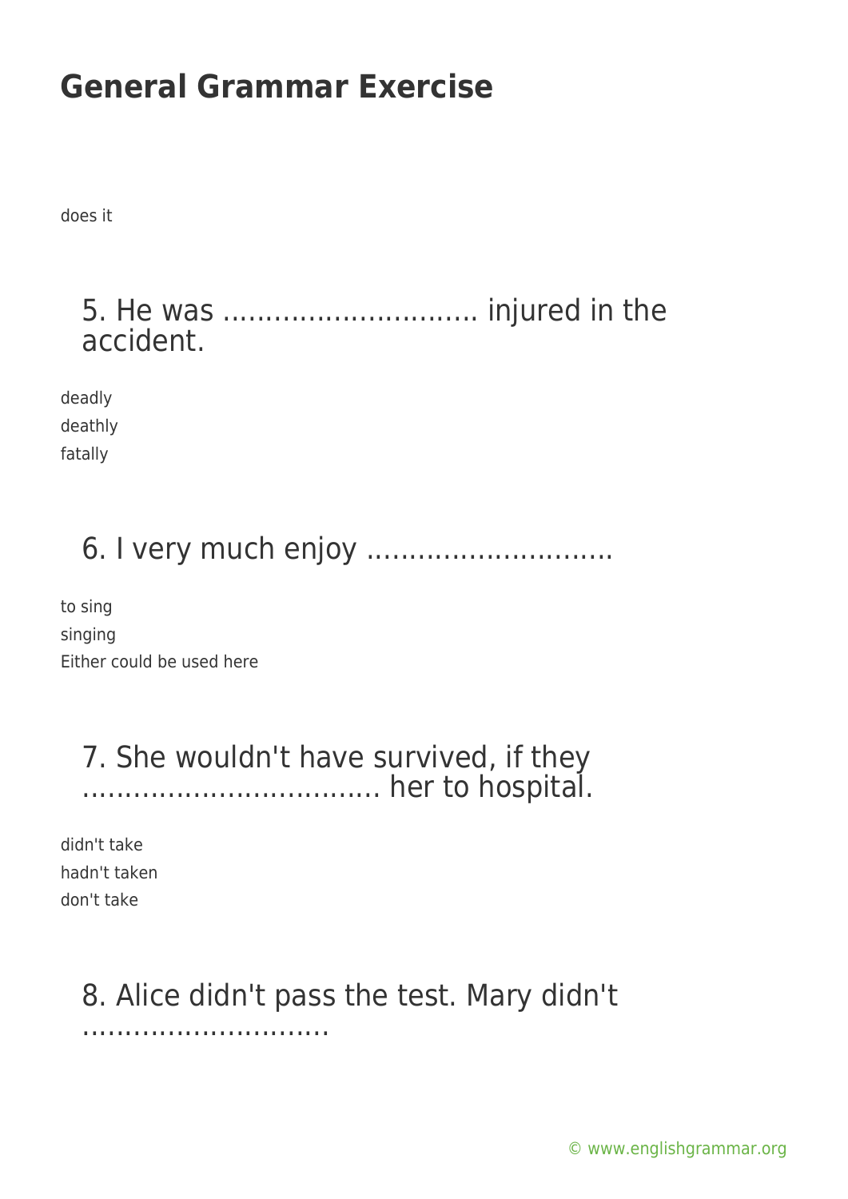# General Grammar Exercise

does it

## 5. He was ............................ injured in the accident.

deadly
deathly
fatally

## 6. I very much enjoy ............................

to sing
singing
Either could be used here

## 7. She wouldn't have survived, if they ................................ her to hospital.

didn't take
hadn't taken
don't take

## 8. Alice didn't pass the test. Mary didn't ............................

© www.englishgrammar.org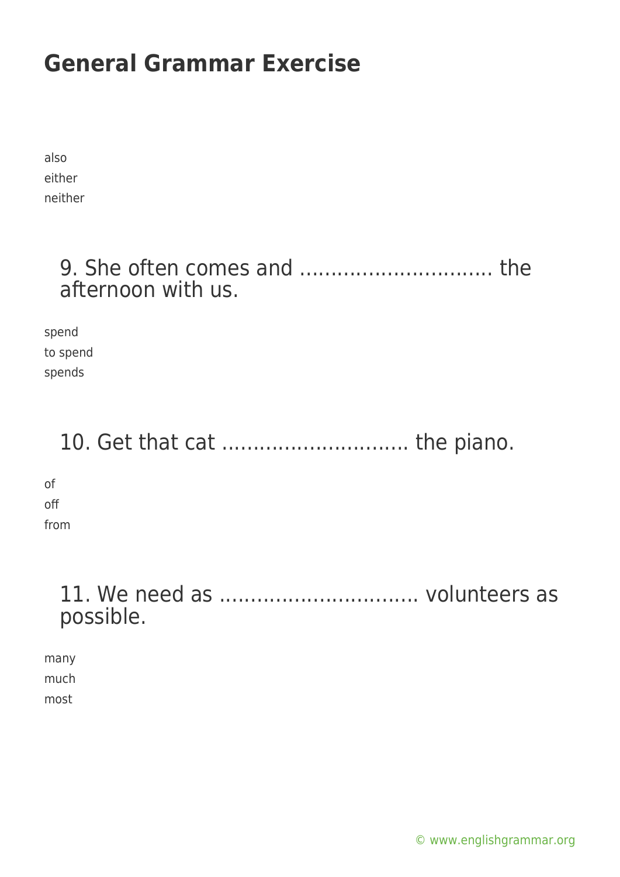# General Grammar Exercise

also
either
neither

### 9. She often comes and .............................. the afternoon with us.

spend
to spend
spends

### 10. Get that cat ............................. the piano.

of
off
from

### 11. We need as ............................... volunteers as possible.

many
much
most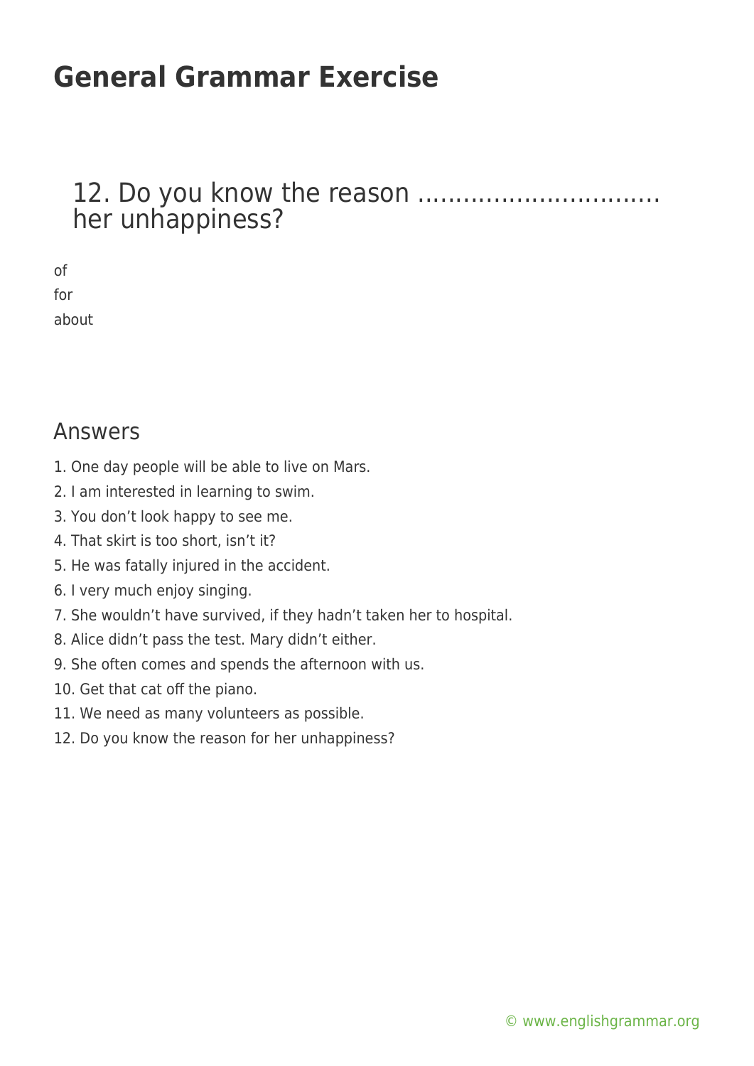# General Grammar Exercise

## 12. Do you know the reason ………………………… her unhappiness?

of

for

about

## Answers

1. One day people will be able to live on Mars.
2. I am interested in learning to swim.
3. You don't look happy to see me.
4. That skirt is too short, isn't it?
5. He was fatally injured in the accident.
6. I very much enjoy singing.
7. She wouldn't have survived, if they hadn't taken her to hospital.
8. Alice didn't pass the test. Mary didn't either.
9. She often comes and spends the afternoon with us.
10. Get that cat off the piano.
11. We need as many volunteers as possible.
12. Do you know the reason for her unhappiness?

© www.englishgrammar.org